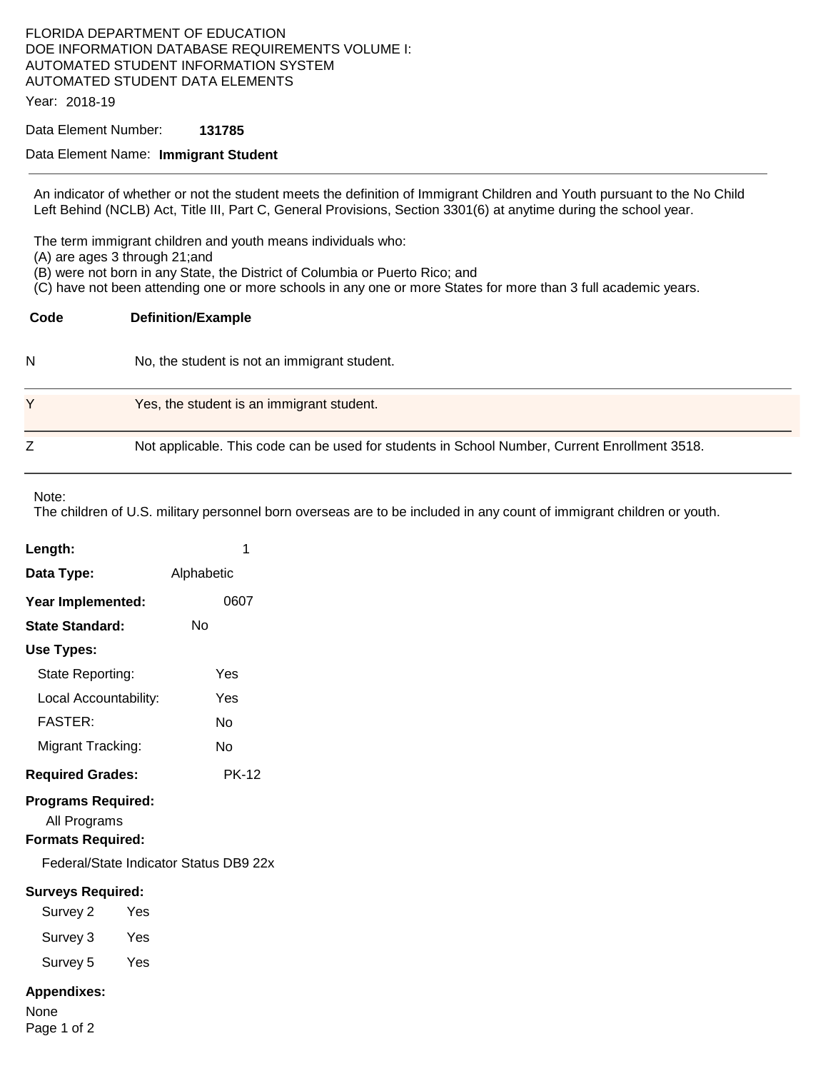FLORIDA DEPARTMENT OF EDUCATION
DOE INFORMATION DATABASE REQUIREMENTS VOLUME I:
AUTOMATED STUDENT INFORMATION SYSTEM
AUTOMATED STUDENT DATA ELEMENTS

Year: 2018-19

Data Element Number: **131785**

Data Element Name: **Immigrant Student**

---

An indicator of whether or not the student meets the definition of Immigrant Children and Youth pursuant to the No Child Left Behind (NCLB) Act, Title III, Part C, General Provisions, Section 3301(6) at anytime during the school year.

The term immigrant children and youth means individuals who:
(A) are ages 3 through 21;and
(B) were not born in any State, the District of Columbia or Puerto Rico; and
(C) have not been attending one or more schools in any one or more States for more than 3 full academic years.

| Code | Definition/Example |
| --- | --- |
| N | No, the student is not an immigrant student. |
| Y | Yes, the student is an immigrant student. |
| Z | Not applicable. This code can be used for students in School Number, Current Enrollment 3518. |

Note:
The children of U.S. military personnel born overseas are to be included in any count of immigrant children or youth.

**Length:** 1

**Data Type:** Alphabetic

**Year Implemented:** 0607

**State Standard:** No

**Use Types:**

- State Reporting: Yes
- Local Accountability: Yes
- FASTER: No
- Migrant Tracking: No

**Required Grades:** PK-12

**Programs Required:**

All Programs

**Formats Required:**

Federal/State Indicator Status DB9 22x

**Surveys Required:**

- Survey 2 Yes
- Survey 3 Yes
- Survey 5 Yes

**Appendixes:**

None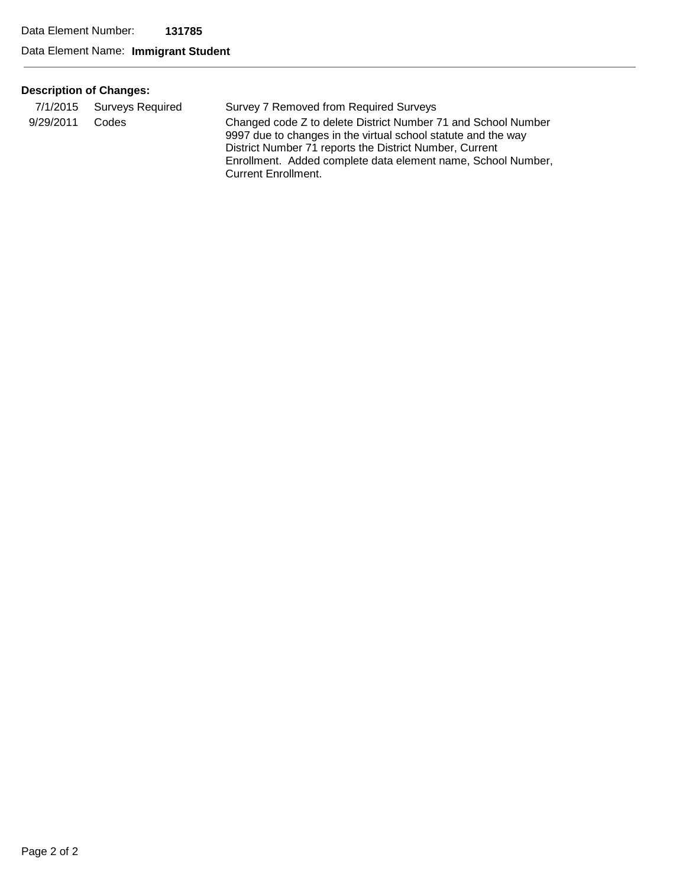Data Element Number: **131785**

Data Element Name: **Immigrant Student**

---

**Description of Changes:**

| | | |
|---|---|---|
| 7/1/2015 | Surveys Required | Survey 7 Removed from Required Surveys |
| 9/29/2011 | Codes | Changed code Z to delete District Number 71 and School Number 9997 due to changes in the virtual school statute and the way District Number 71 reports the District Number, Current Enrollment. Added complete data element name, School Number, Current Enrollment. |